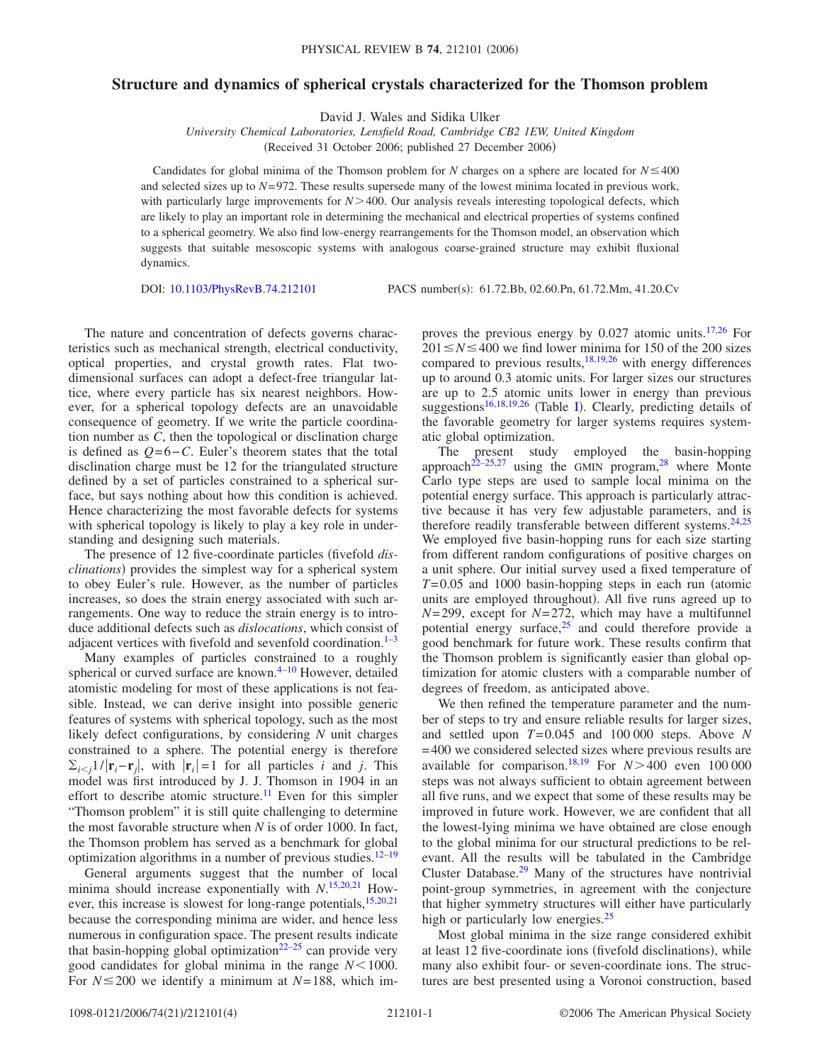# Structure and dynamics of spherical crystals characterized for the Thomson problem

David J. Wales and Sidika Ulker

*University Chemical Laboratories, Lensfield Road, Cambridge CB2 1EW, United Kingdom*

(Received 31 October 2006; published 27 December 2006)

Candidates for global minima of the Thomson problem for $N$ charges on a sphere are located for $N \leq 400$ and selected sizes up to $N=972$. These results supersede many of the lowest minima located in previous work, with particularly large improvements for $N>400$. Our analysis reveals interesting topological defects, which are likely to play an important role in determining the mechanical and electrical properties of systems confined to a spherical geometry. We also find low-energy rearrangements for the Thomson model, an observation which suggests that suitable mesoscopic systems with analogous coarse-grained structure may exhibit fluxional dynamics.

DOI: 10.1103/PhysRevB.74.212101 PACS number(s): 61.72.Bb, 02.60.Pn, 61.72.Mm, 41.20.Cv

The nature and concentration of defects governs characteristics such as mechanical strength, electrical conductivity, optical properties, and crystal growth rates. Flat two-dimensional surfaces can adopt a defect-free triangular lattice, where every particle has six nearest neighbors. However, for a spherical topology defects are an unavoidable consequence of geometry. If we write the particle coordination number as $C$, then the topological or disclination charge is defined as $Q=6-C$. Euler's theorem states that the total disclination charge must be 12 for the triangulated structure defined by a set of particles constrained to a spherical surface, but says nothing about how this condition is achieved. Hence characterizing the most favorable defects for systems with spherical topology is likely to play a key role in understanding and designing such materials.

The presence of 12 five-coordinate particles (fivefold *disclinations*) provides the simplest way for a spherical system to obey Euler's rule. However, as the number of particles increases, so does the strain energy associated with such arrangements. One way to reduce the strain energy is to introduce additional defects such as *dislocations*, which consist of adjacent vertices with fivefold and sevenfold coordination.[1–3]

Many examples of particles constrained to a roughly spherical or curved surface are known.[4–10] However, detailed atomistic modeling for most of these applications is not feasible. Instead, we can derive insight into possible generic features of systems with spherical topology, such as the most likely defect configurations, by considering $N$ unit charges constrained to a sphere. The potential energy is therefore $\sum_{i<j} 1/|\mathbf{r}_i - \mathbf{r}_j|$, with $|\mathbf{r}_i|=1$ for all particles $i$ and $j$. This model was first introduced by J. J. Thomson in 1904 in an effort to describe atomic structure.[11] Even for this simpler "Thomson problem" it is still quite challenging to determine the most favorable structure when $N$ is of order 1000. In fact, the Thomson problem has served as a benchmark for global optimization algorithms in a number of previous studies.[12–19]

General arguments suggest that the number of local minima should increase exponentially with $N$.[15,20,21] However, this increase is slowest for long-range potentials,[15,20,21] because the corresponding minima are wider, and hence less numerous in configuration space. The present results indicate that basin-hopping global optimization[22–25] can provide very good candidates for global minima in the range $N<1000$. For $N \leq 200$ we identify a minimum at $N=188$, which improves the previous energy by 0.027 atomic units.[17,26] For $201 \leq N \leq 400$ we find lower minima for 150 of the 200 sizes compared to previous results,[18,19,26] with energy differences up to around 0.3 atomic units. For larger sizes our structures are up to 2.5 atomic units lower in energy than previous suggestions[16,18,19,26] (Table I). Clearly, predicting details of the favorable geometry for larger systems requires systematic global optimization.

The present study employed the basin-hopping approach[22–25,27] using the GMIN program,[28] where Monte Carlo type steps are used to sample local minima on the potential energy surface. This approach is particularly attractive because it has very few adjustable parameters, and is therefore readily transferable between different systems.[24,25] We employed five basin-hopping runs for each size starting from different random configurations of positive charges on a unit sphere. Our initial survey used a fixed temperature of $T=0.05$ and 1000 basin-hopping steps in each run (atomic units are employed throughout). All five runs agreed up to $N=299$, except for $N=272$, which may have a multifunnel potential energy surface,[25] and could therefore provide a good benchmark for future work. These results confirm that the Thomson problem is significantly easier than global optimization for atomic clusters with a comparable number of degrees of freedom, as anticipated above.

We then refined the temperature parameter and the number of steps to try and ensure reliable results for larger sizes, and settled upon $T=0.045$ and 100 000 steps. Above $N=400$ we considered selected sizes where previous results are available for comparison.[18,19] For $N>400$ even 100 000 steps was not always sufficient to obtain agreement between all five runs, and we expect that some of these results may be improved in future work. However, we are confident that all the lowest-lying minima we have obtained are close enough to the global minima for our structural predictions to be relevant. All the results will be tabulated in the Cambridge Cluster Database.[29] Many of the structures have nontrivial point-group symmetries, in agreement with the conjecture that higher symmetry structures will either have particularly high or particularly low energies.[25]

Most global minima in the size range considered exhibit at least 12 five-coordinate ions (fivefold disclinations), while many also exhibit four- or seven-coordinate ions. The structures are best presented using a Voronoi construction, based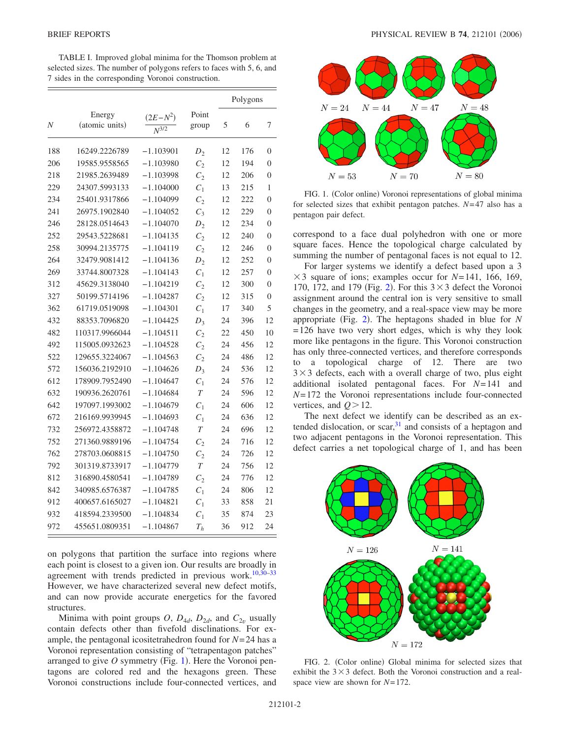TABLE I. Improved global minima for the Thomson problem at selected sizes. The number of polygons refers to faces with 5, 6, and 7 sides in the corresponding Voronoi construction.

| $N$ | Energy (atomic units) | $\frac{(2E-N^2)}{N^{3/2}}$ | Point group | Polygons 5 | 6 | 7 |
|---|---|---|---|---|---|---|
| 188 | 16249.2226789 | −1.103901 | $D_2$ | 12 | 176 | 0 |
| 206 | 19585.9558565 | −1.103980 | $C_2$ | 12 | 194 | 0 |
| 218 | 21985.2639489 | −1.103998 | $C_2$ | 12 | 206 | 0 |
| 229 | 24307.5993133 | −1.104000 | $C_1$ | 13 | 215 | 1 |
| 234 | 25401.9317866 | −1.104099 | $C_2$ | 12 | 222 | 0 |
| 241 | 26975.1902840 | −1.104052 | $C_3$ | 12 | 229 | 0 |
| 246 | 28128.0514643 | −1.104070 | $D_2$ | 12 | 234 | 0 |
| 252 | 29543.5228681 | −1.104135 | $C_2$ | 12 | 240 | 0 |
| 258 | 30994.2135775 | −1.104119 | $C_2$ | 12 | 246 | 0 |
| 264 | 32479.9081412 | −1.104136 | $D_2$ | 12 | 252 | 0 |
| 269 | 33744.8007328 | −1.104143 | $C_1$ | 12 | 257 | 0 |
| 312 | 45629.3138040 | −1.104219 | $C_2$ | 12 | 300 | 0 |
| 327 | 50199.5714196 | −1.104287 | $C_2$ | 12 | 315 | 0 |
| 362 | 61719.0519098 | −1.104301 | $C_1$ | 17 | 340 | 5 |
| 432 | 88353.7096820 | −1.104425 | $D_3$ | 24 | 396 | 12 |
| 482 | 110317.9966044 | −1.104511 | $C_2$ | 22 | 450 | 10 |
| 492 | 115005.0932623 | −1.104528 | $C_2$ | 24 | 456 | 12 |
| 522 | 129655.3224067 | −1.104563 | $C_2$ | 24 | 486 | 12 |
| 572 | 156036.2192910 | −1.104626 | $D_3$ | 24 | 536 | 12 |
| 612 | 178909.7952490 | −1.104647 | $C_1$ | 24 | 576 | 12 |
| 632 | 190936.2620761 | −1.104684 | $T$ | 24 | 596 | 12 |
| 642 | 197097.1993002 | −1.104679 | $C_1$ | 24 | 606 | 12 |
| 672 | 216169.9939945 | −1.104693 | $C_1$ | 24 | 636 | 12 |
| 732 | 256972.4358872 | −1.104748 | $T$ | 24 | 696 | 12 |
| 752 | 271360.9889196 | −1.104754 | $C_2$ | 24 | 716 | 12 |
| 762 | 278703.0608815 | −1.104750 | $C_2$ | 24 | 726 | 12 |
| 792 | 301319.8733917 | −1.104779 | $T$ | 24 | 756 | 12 |
| 812 | 316890.4580541 | −1.104789 | $C_2$ | 24 | 776 | 12 |
| 842 | 340985.6576387 | −1.104785 | $C_1$ | 24 | 806 | 12 |
| 912 | 400657.6165027 | −1.104821 | $C_1$ | 33 | 858 | 21 |
| 932 | 418594.2339500 | −1.104834 | $C_1$ | 35 | 874 | 23 |
| 972 | 455651.0809351 | −1.104867 | $T_h$ | 36 | 912 | 24 |

on polygons that partition the surface into regions where each point is closest to a given ion. Our results are broadly in agreement with trends predicted in previous work.[10,30–33] However, we have characterized several new defect motifs, and can now provide accurate energetics for the favored structures.

Minima with point groups $O$, $D_{4d}$, $D_{2d}$, and $C_{2v}$ usually contain defects other than fivefold disclinations. For example, the pentagonal icositetrahedron found for $N=24$ has a Voronoi representation consisting of "tetrapentagon patches" arranged to give $O$ symmetry (Fig. 1). Here the Voronoi pentagons are colored red and the hexagons green. These Voronoi constructions include four-connected vertices, and correspond to a face dual polyhedron with one or more square faces. Hence the topological charge calculated by summing the number of pentagonal faces is not equal to 12.

FIG. 1. (Color online) Voronoi representations of global minima for selected sizes that exhibit pentagon patches. $N=47$ also has a pentagon pair defect.

For larger systems we identify a defect based upon a $3\times3$ square of ions; examples occur for $N=141$, 166, 169, 170, 172, and 179 (Fig. 2). For this $3\times3$ defect the Voronoi assignment around the central ion is very sensitive to small changes in the geometry, and a real-space view may be more appropriate (Fig. 2). The heptagons shaded in blue for $N=126$ have two very short edges, which is why they look more like pentagons in the figure. This Voronoi construction has only three-connected vertices, and therefore corresponds to a topological charge of 12. There are two $3\times3$ defects, each with a overall charge of two, plus eight additional isolated pentagonal faces. For $N=141$ and $N=172$ the Voronoi representations include four-connected vertices, and $Q>12$.

The next defect we identify can be described as an extended dislocation, or scar,[31] and consists of a heptagon and two adjacent pentagons in the Voronoi representation. This defect carries a net topological charge of 1, and has been

FIG. 2. (Color online) Global minima for selected sizes that exhibit the $3\times3$ defect. Both the Voronoi construction and a real-space view are shown for $N=172$.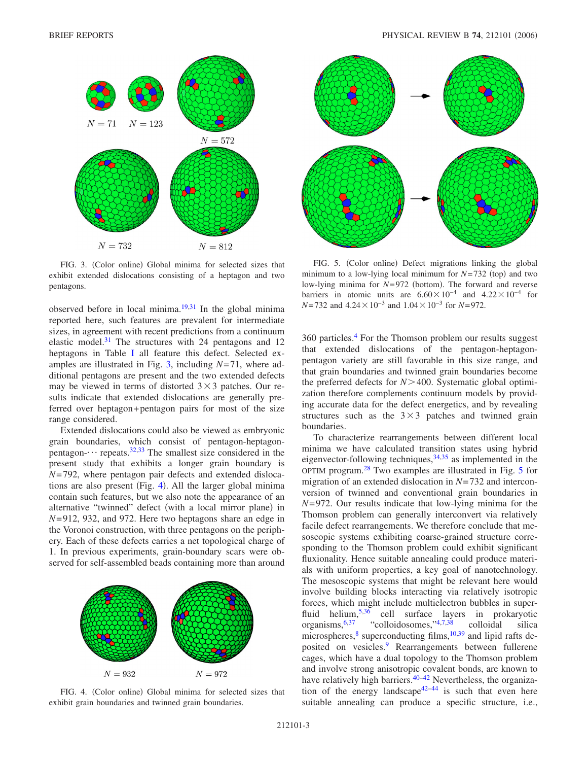FIG. 3. (Color online) Global minima for selected sizes that exhibit extended dislocations consisting of a heptagon and two pentagons.

observed before in local minima.[19,31] In the global minima reported here, such features are prevalent for intermediate sizes, in agreement with recent predictions from a continuum elastic model.[31] The structures with 24 pentagons and 12 heptagons in Table I all feature this defect. Selected examples are illustrated in Fig. 3, including $N=71$, where additional pentagons are present and the two extended defects may be viewed in terms of distorted $3\times3$ patches. Our results indicate that extended dislocations are generally preferred over heptagon+pentagon pairs for most of the size range considered.

Extended dislocations could also be viewed as embryonic grain boundaries, which consist of pentagon-heptagon-pentagon-$\cdots$ repeats.[32,33] The smallest size considered in the present study that exhibits a longer grain boundary is $N=792$, where pentagon pair defects and extended dislocations are also present (Fig. 4). All the larger global minima contain such features, but we also note the appearance of an alternative "twinned" defect (with a local mirror plane) in $N=912$, 932, and 972. Here two heptagons share an edge in the Voronoi construction, with three pentagons on the periphery. Each of these defects carries a net topological charge of 1. In previous experiments, grain-boundary scars were observed for self-assembled beads containing more than around 360 particles.[4] For the Thomson problem our results suggest that extended dislocations of the pentagon-heptagon-pentagon variety are still favorable in this size range, and that grain boundaries and twinned grain boundaries become the preferred defects for $N>400$. Systematic global optimization therefore complements continuum models by providing accurate data for the defect energetics, and by revealing structures such as the $3\times3$ patches and twinned grain boundaries.

FIG. 4. (Color online) Global minima for selected sizes that exhibit grain boundaries and twinned grain boundaries.

FIG. 5. (Color online) Defect migrations linking the global minimum to a low-lying local minimum for $N=732$ (top) and two low-lying minima for $N=972$ (bottom). The forward and reverse barriers in atomic units are $6.60\times10^{-4}$ and $4.22\times10^{-4}$ for $N=732$ and $4.24\times10^{-3}$ and $1.04\times10^{-3}$ for $N=972$.

To characterize rearrangements between different local minima we have calculated transition states using hybrid eigenvector-following techniques,[34,35] as implemented in the OPTIM program.[28] Two examples are illustrated in Fig. 5 for migration of an extended dislocation in $N=732$ and interconversion of twinned and conventional grain boundaries in $N=972$. Our results indicate that low-lying minima for the Thomson problem can generally interconvert via relatively facile defect rearrangements. We therefore conclude that mesoscopic systems exhibiting coarse-grained structure corresponding to the Thomson problem could exhibit significant fluxionality. Hence suitable annealing could produce materials with uniform properties, a key goal of nanotechnology. The mesoscopic systems that might be relevant here would involve building blocks interacting via relatively isotropic forces, which might include multielectron bubbles in superfluid helium,[5,36] cell surface layers in prokaryotic organisms,[6,37] "colloidosomes,"[4,7,38] colloidal silica microspheres,[8] superconducting films,[10,39] and lipid rafts deposited on vesicles.[9] Rearrangements between fullerene cages, which have a dual topology to the Thomson problem and involve strong anisotropic covalent bonds, are known to have relatively high barriers.[40–42] Nevertheless, the organization of the energy landscape[42–44] is such that even here suitable annealing can produce a specific structure, i.e.,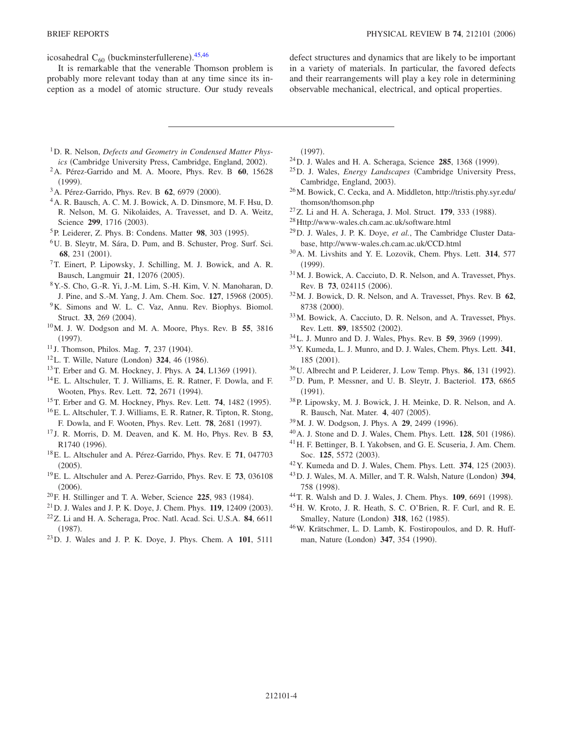icosahedral $C_{60}$ (buckminsterfullerene).[45,46]

It is remarkable that the venerable Thomson problem is probably more relevant today than at any time since its inception as a model of atomic structure. Our study reveals defect structures and dynamics that are likely to be important in a variety of materials. In particular, the favored defects and their rearrangements will play a key role in determining observable mechanical, electrical, and optical properties.

---

[1] D. R. Nelson, *Defects and Geometry in Condensed Matter Physics* (Cambridge University Press, Cambridge, England, 2002).

[2] A. Pérez-Garrido and M. A. Moore, Phys. Rev. B **60**, 15628 (1999).

[3] A. Pérez-Garrido, Phys. Rev. B **62**, 6979 (2000).

[4] A. R. Bausch, A. C. M. J. Bowick, A. D. Dinsmore, M. F. Hsu, D. R. Nelson, M. G. Nikolaides, A. Travesset, and D. A. Weitz, Science **299**, 1716 (2003).

[5] P. Leiderer, Z. Phys. B: Condens. Matter **98**, 303 (1995).

[6] U. B. Sleytr, M. Sára, D. Pum, and B. Schuster, Prog. Surf. Sci. **68**, 231 (2001).

[7] T. Einert, P. Lipowsky, J. Schilling, M. J. Bowick, and A. R. Bausch, Langmuir **21**, 12076 (2005).

[8] Y.-S. Cho, G.-R. Yi, J.-M. Lim, S.-H. Kim, V. N. Manoharan, D. J. Pine, and S.-M. Yang, J. Am. Chem. Soc. **127**, 15968 (2005).

[9] K. Simons and W. L. C. Vaz, Annu. Rev. Biophys. Biomol. Struct. **33**, 269 (2004).

[10] M. J. W. Dodgson and M. A. Moore, Phys. Rev. B **55**, 3816 (1997).

[11] J. Thomson, Philos. Mag. **7**, 237 (1904).

[12] L. T. Wille, Nature (London) **324**, 46 (1986).

[13] T. Erber and G. M. Hockney, J. Phys. A **24**, L1369 (1991).

[14] E. L. Altschuler, T. J. Williams, E. R. Ratner, F. Dowla, and F. Wooten, Phys. Rev. Lett. **72**, 2671 (1994).

[15] T. Erber and G. M. Hockney, Phys. Rev. Lett. **74**, 1482 (1995).

[16] E. L. Altschuler, T. J. Williams, E. R. Ratner, R. Tipton, R. Stong, F. Dowla, and F. Wooten, Phys. Rev. Lett. **78**, 2681 (1997).

[17] J. R. Morris, D. M. Deaven, and K. M. Ho, Phys. Rev. B **53**, R1740 (1996).

[18] E. L. Altschuler and A. Pérez-Garrido, Phys. Rev. E **71**, 047703 (2005).

[19] E. L. Altschuler and A. Perez-Garrido, Phys. Rev. E **73**, 036108 (2006).

[20] F. H. Stillinger and T. A. Weber, Science **225**, 983 (1984).

[21] D. J. Wales and J. P. K. Doye, J. Chem. Phys. **119**, 12409 (2003).

[22] Z. Li and H. A. Scheraga, Proc. Natl. Acad. Sci. U.S.A. **84**, 6611 (1987).

[23] D. J. Wales and J. P. K. Doye, J. Phys. Chem. A **101**, 5111 (1997).

[24] D. J. Wales and H. A. Scheraga, Science **285**, 1368 (1999).

[25] D. J. Wales, *Energy Landscapes* (Cambridge University Press, Cambridge, England, 2003).

[26] M. Bowick, C. Cecka, and A. Middleton, http://tristis.phy.syr.edu/thomson/thomson.php

[27] Z. Li and H. A. Scheraga, J. Mol. Struct. **179**, 333 (1988).

[28] Http://www-wales.ch.cam.ac.uk/software.html

[29] D. J. Wales, J. P. K. Doye, *et al.*, The Cambridge Cluster Database, http://www-wales.ch.cam.ac.uk/CCD.html

[30] A. M. Livshits and Y. E. Lozovik, Chem. Phys. Lett. **314**, 577 (1999).

[31] M. J. Bowick, A. Cacciuto, D. R. Nelson, and A. Travesset, Phys. Rev. B **73**, 024115 (2006).

[32] M. J. Bowick, D. R. Nelson, and A. Travesset, Phys. Rev. B **62**, 8738 (2000).

[33] M. Bowick, A. Cacciuto, D. R. Nelson, and A. Travesset, Phys. Rev. Lett. **89**, 185502 (2002).

[34] L. J. Munro and D. J. Wales, Phys. Rev. B **59**, 3969 (1999).

[35] Y. Kumeda, L. J. Munro, and D. J. Wales, Chem. Phys. Lett. **341**, 185 (2001).

[36] U. Albrecht and P. Leiderer, J. Low Temp. Phys. **86**, 131 (1992).

[37] D. Pum, P. Messner, and U. B. Sleytr, J. Bacteriol. **173**, 6865 (1991).

[38] P. Lipowsky, M. J. Bowick, J. H. Meinke, D. R. Nelson, and A. R. Bausch, Nat. Mater. **4**, 407 (2005).

[39] M. J. W. Dodgson, J. Phys. A **29**, 2499 (1996).

[40] A. J. Stone and D. J. Wales, Chem. Phys. Lett. **128**, 501 (1986).

[41] H. F. Bettinger, B. I. Yakobsen, and G. E. Scuseria, J. Am. Chem. Soc. **125**, 5572 (2003).

[42] Y. Kumeda and D. J. Wales, Chem. Phys. Lett. **374**, 125 (2003).

[43] D. J. Wales, M. A. Miller, and T. R. Walsh, Nature (London) **394**, 758 (1998).

[44] T. R. Walsh and D. J. Wales, J. Chem. Phys. **109**, 6691 (1998).

[45] H. W. Kroto, J. R. Heath, S. C. O'Brien, R. F. Curl, and R. E. Smalley, Nature (London) **318**, 162 (1985).

[46] W. Krätschmer, L. D. Lamb, K. Fostiropoulos, and D. R. Huffman, Nature (London) **347**, 354 (1990).